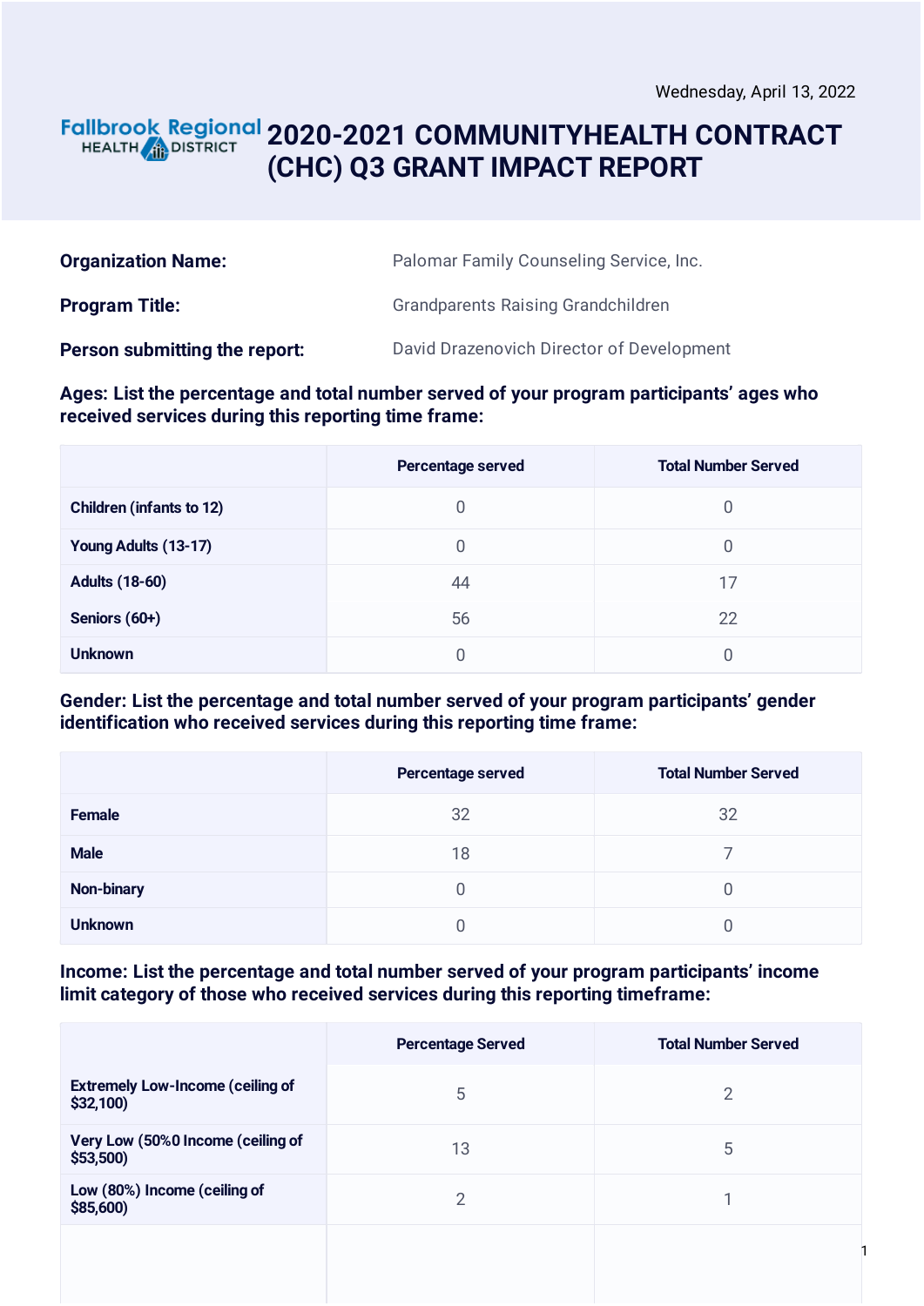Wednesday, April 13, 2022

Fallbrook Regional HEALTH DISTRICT

# 2020-2021 COMMUNITYHEALTH CONTRACT (CHC) Q3 GRANT IMPACT REPORT

**Organization Name:** Palomar Family Counseling Service, Inc.

**Program Title:** Grandparents Raising Grandchildren

**Person submitting the report:** David Drazenovich Director of Development

**Ages: List the percentage and total number served of your program participants' ages who received services during this reporting time frame:**

| | Percentage served | Total Number Served |
|---|---|---|
| **Children (infants to 12)** | 0 | 0 |
| **Young Adults (13-17)** | 0 | 0 |
| **Adults (18-60)** | 44 | 17 |
| **Seniors (60+)** | 56 | 22 |
| **Unknown** | 0 | 0 |

**Gender: List the percentage and total number served of your program participants' gender identification who received services during this reporting time frame:**

| | Percentage served | Total Number Served |
|---|---|---|
| **Female** | 32 | 32 |
| **Male** | 18 | 7 |
| **Non-binary** | 0 | 0 |
| **Unknown** | 0 | 0 |

**Income: List the percentage and total number served of your program participants' income limit category of those who received services during this reporting timeframe:**

| | Percentage Served | Total Number Served |
|---|---|---|
| **Extremely Low-Income (ceiling of $32,100)** | 5 | 2 |
| **Very Low (50%0 Income (ceiling of $53,500)** | 13 | 5 |
| **Low (80%) Income (ceiling of $85,600)** | 2 | 1 |
| | | |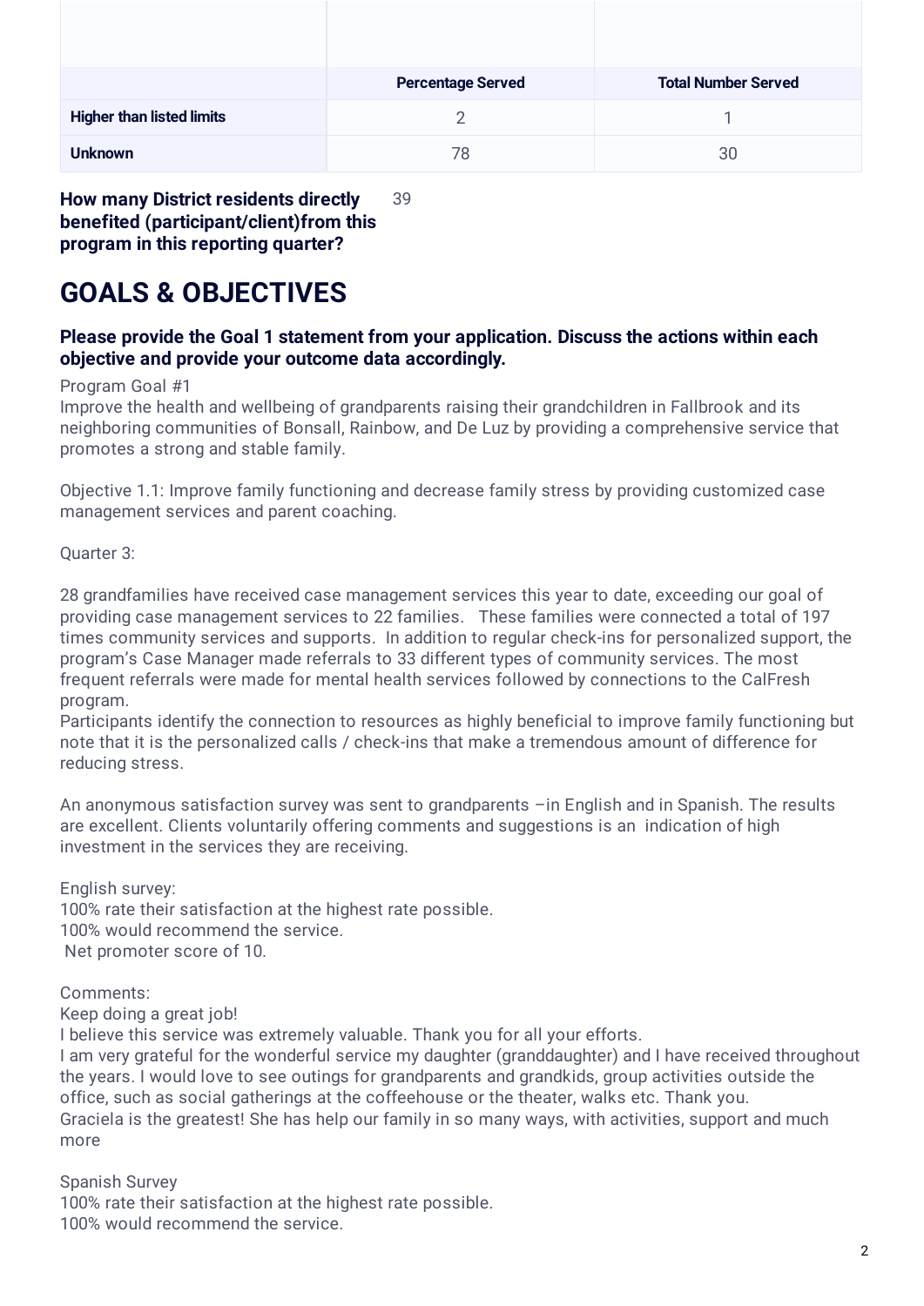| | Percentage Served | Total Number Served |
|---|---|---|
| **Higher than listed limits** | 2 | 1 |
| **Unknown** | 78 | 30 |

**How many District residents directly benefited (participant/client)from this program in this reporting quarter?** 39

# GOALS & OBJECTIVES

### Please provide the Goal 1 statement from your application. Discuss the actions within each objective and provide your outcome data accordingly.

Program Goal #1
Improve the health and wellbeing of grandparents raising their grandchildren in Fallbrook and its neighboring communities of Bonsall, Rainbow, and De Luz by providing a comprehensive service that promotes a strong and stable family.

Objective 1.1: Improve family functioning and decrease family stress by providing customized case management services and parent coaching.

Quarter 3:

28 grandfamilies have received case management services this year to date, exceeding our goal of providing case management services to 22 families. These families were connected a total of 197 times community services and supports. In addition to regular check-ins for personalized support, the program's Case Manager made referrals to 33 different types of community services. The most frequent referrals were made for mental health services followed by connections to the CalFresh program.
Participants identify the connection to resources as highly beneficial to improve family functioning but note that it is the personalized calls / check-ins that make a tremendous amount of difference for reducing stress.

An anonymous satisfaction survey was sent to grandparents –in English and in Spanish. The results are excellent. Clients voluntarily offering comments and suggestions is an indication of high investment in the services they are receiving.

English survey:
100% rate their satisfaction at the highest rate possible.
100% would recommend the service.
Net promoter score of 10.

Comments:
Keep doing a great job!
I believe this service was extremely valuable. Thank you for all your efforts.
I am very grateful for the wonderful service my daughter (granddaughter) and I have received throughout the years. I would love to see outings for grandparents and grandkids, group activities outside the office, such as social gatherings at the coffeehouse or the theater, walks etc. Thank you.
Graciela is the greatest! She has help our family in so many ways, with activities, support and much more

Spanish Survey
100% rate their satisfaction at the highest rate possible.
100% would recommend the service.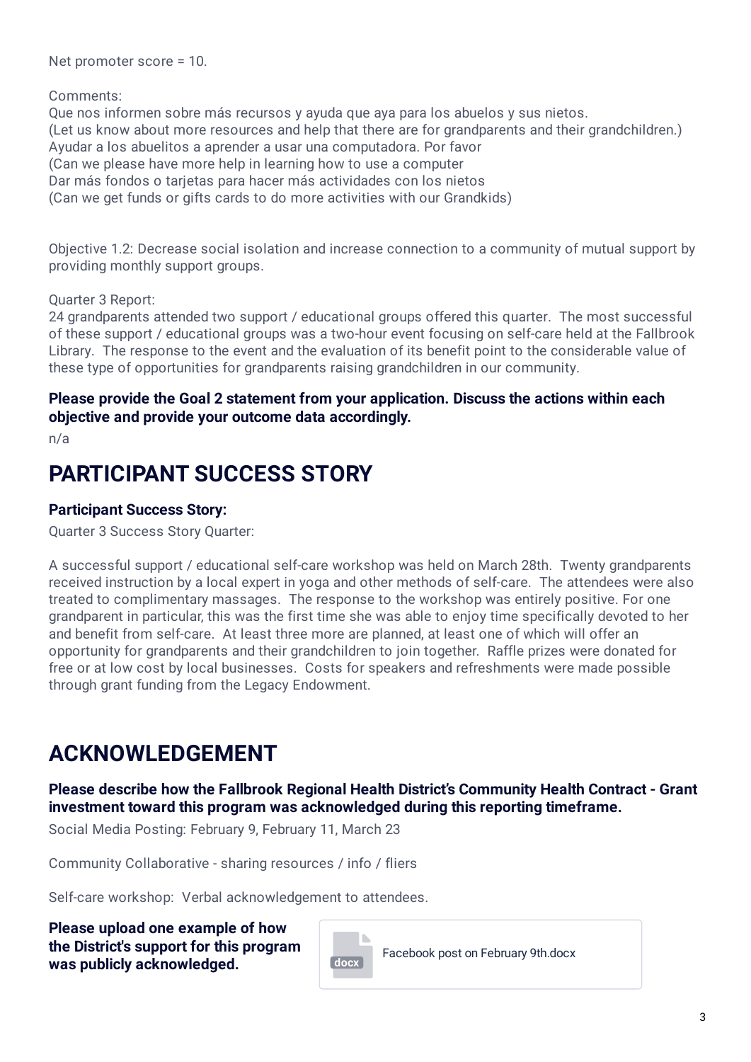Net promoter score = 10.

Comments:
Que nos informen sobre más recursos y ayuda que aya para los abuelos y sus nietos.
(Let us know about more resources and help that there are for grandparents and their grandchildren.)
Ayudar a los abuelitos a aprender a usar una computadora. Por favor
(Can we please have more help in learning how to use a computer
Dar más fondos o tarjetas para hacer más actividades con los nietos
(Can we get funds or gifts cards to do more activities with our Grandkids)

Objective 1.2: Decrease social isolation and increase connection to a community of mutual support by providing monthly support groups.

Quarter 3 Report:
24 grandparents attended two support / educational groups offered this quarter. The most successful of these support / educational groups was a two-hour event focusing on self-care held at the Fallbrook Library. The response to the event and the evaluation of its benefit point to the considerable value of these type of opportunities for grandparents raising grandchildren in our community.

**Please provide the Goal 2 statement from your application. Discuss the actions within each objective and provide your outcome data accordingly.**

n/a

# PARTICIPANT SUCCESS STORY

**Participant Success Story:**

Quarter 3 Success Story Quarter:

A successful support / educational self-care workshop was held on March 28th. Twenty grandparents received instruction by a local expert in yoga and other methods of self-care. The attendees were also treated to complimentary massages. The response to the workshop was entirely positive. For one grandparent in particular, this was the first time she was able to enjoy time specifically devoted to her and benefit from self-care. At least three more are planned, at least one of which will offer an opportunity for grandparents and their grandchildren to join together. Raffle prizes were donated for free or at low cost by local businesses. Costs for speakers and refreshments were made possible through grant funding from the Legacy Endowment.

# ACKNOWLEDGEMENT

**Please describe how the Fallbrook Regional Health District's Community Health Contract - Grant investment toward this program was acknowledged during this reporting timeframe.**

Social Media Posting: February 9, February 11, March 23

Community Collaborative - sharing resources / info / fliers

Self-care workshop: Verbal acknowledgement to attendees.

**Please upload one example of how the District's support for this program was publicly acknowledged.**

docx Facebook post on February 9th.docx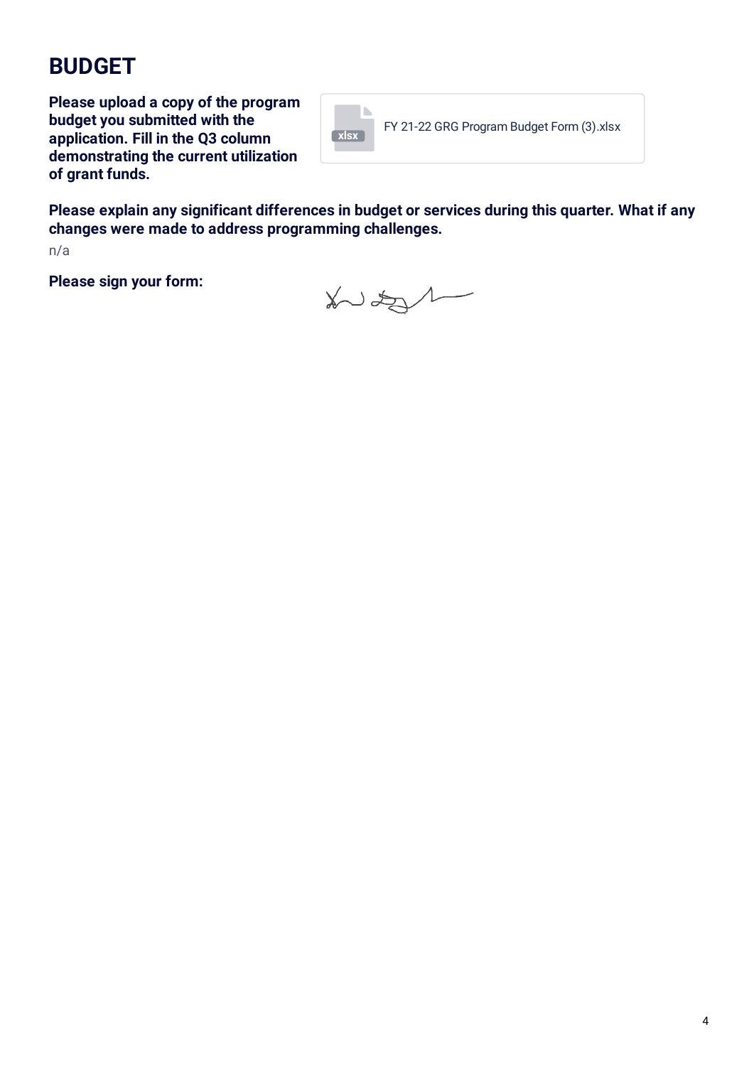# BUDGET

**Please upload a copy of the program budget you submitted with the application. Fill in the Q3 column demonstrating the current utilization of grant funds.**

FY 21-22 GRG Program Budget Form (3).xlsx

**Please explain any significant differences in budget or services during this quarter. What if any changes were made to address programming challenges.**

n/a

**Please sign your form:**